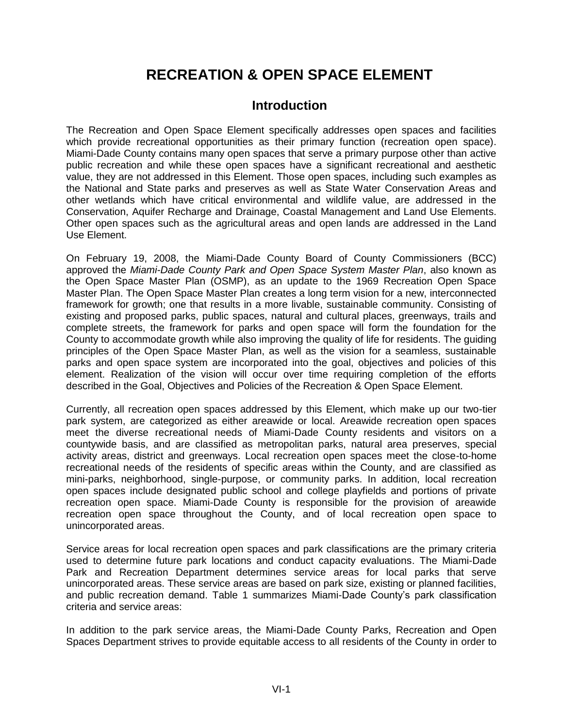# RECREATION & OPEN SPACE ELEMENT

## Introduction

The Recreation and Open Space Element specifically addresses open spaces and facilities which provide recreational opportunities as their primary function (recreation open space). Miami-Dade County contains many open spaces that serve a primary purpose other than active public recreation and while these open spaces have a significant recreational and aesthetic value, they are not addressed in this Element. Those open spaces, including such examples as the National and State parks and preserves as well as State Water Conservation Areas and other wetlands which have critical environmental and wildlife value, are addressed in the Conservation, Aquifer Recharge and Drainage, Coastal Management and Land Use Elements. Other open spaces such as the agricultural areas and open lands are addressed in the Land Use Element.

On February 19, 2008, the Miami-Dade County Board of County Commissioners (BCC) approved the *Miami-Dade County Park and Open Space System Master Plan*, also known as the Open Space Master Plan (OSMP), as an update to the 1969 Recreation Open Space Master Plan. The Open Space Master Plan creates a long term vision for a new, interconnected framework for growth; one that results in a more livable, sustainable community. Consisting of existing and proposed parks, public spaces, natural and cultural places, greenways, trails and complete streets, the framework for parks and open space will form the foundation for the County to accommodate growth while also improving the quality of life for residents. The guiding principles of the Open Space Master Plan, as well as the vision for a seamless, sustainable parks and open space system are incorporated into the goal, objectives and policies of this element. Realization of the vision will occur over time requiring completion of the efforts described in the Goal, Objectives and Policies of the Recreation & Open Space Element.

Currently, all recreation open spaces addressed by this Element, which make up our two-tier park system, are categorized as either areawide or local. Areawide recreation open spaces meet the diverse recreational needs of Miami-Dade County residents and visitors on a countywide basis, and are classified as metropolitan parks, natural area preserves, special activity areas, district and greenways. Local recreation open spaces meet the close-to-home recreational needs of the residents of specific areas within the County, and are classified as mini-parks, neighborhood, single-purpose, or community parks. In addition, local recreation open spaces include designated public school and college playfields and portions of private recreation open space. Miami-Dade County is responsible for the provision of areawide recreation open space throughout the County, and of local recreation open space to unincorporated areas.

Service areas for local recreation open spaces and park classifications are the primary criteria used to determine future park locations and conduct capacity evaluations. The Miami-Dade Park and Recreation Department determines service areas for local parks that serve unincorporated areas. These service areas are based on park size, existing or planned facilities, and public recreation demand. Table 1 summarizes Miami-Dade County's park classification criteria and service areas:

In addition to the park service areas, the Miami-Dade County Parks, Recreation and Open Spaces Department strives to provide equitable access to all residents of the County in order to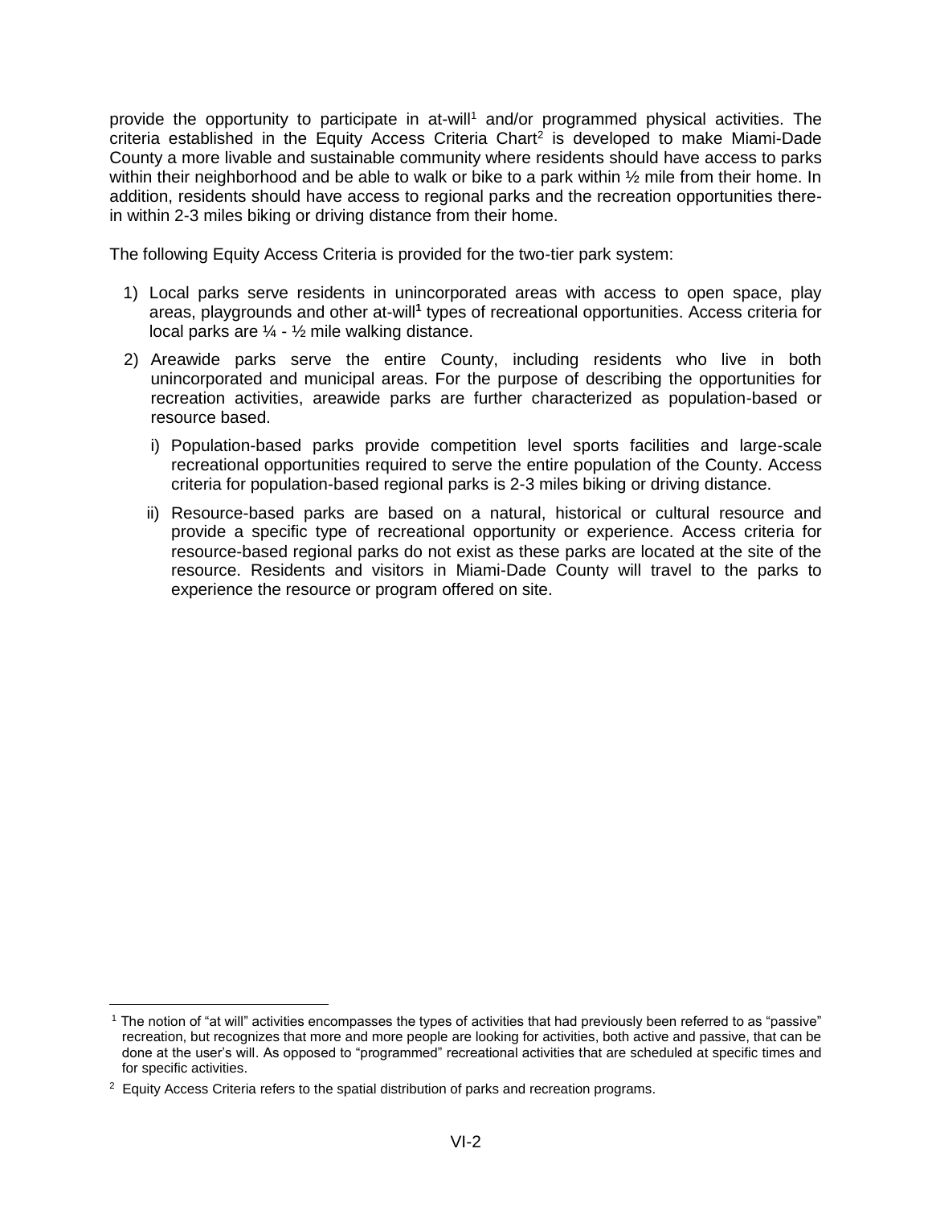provide the opportunity to participate in at-will[1] and/or programmed physical activities. The criteria established in the Equity Access Criteria Chart[2] is developed to make Miami-Dade County a more livable and sustainable community where residents should have access to parks within their neighborhood and be able to walk or bike to a park within ½ mile from their home. In addition, residents should have access to regional parks and the recreation opportunities there-in within 2-3 miles biking or driving distance from their home.

The following Equity Access Criteria is provided for the two-tier park system:

1) Local parks serve residents in unincorporated areas with access to open space, play areas, playgrounds and other at-will[1] types of recreational opportunities. Access criteria for local parks are ¼ - ½ mile walking distance.

2) Areawide parks serve the entire County, including residents who live in both unincorporated and municipal areas. For the purpose of describing the opportunities for recreation activities, areawide parks are further characterized as population-based or resource based.

   i) Population-based parks provide competition level sports facilities and large-scale recreational opportunities required to serve the entire population of the County. Access criteria for population-based regional parks is 2-3 miles biking or driving distance.

   ii) Resource-based parks are based on a natural, historical or cultural resource and provide a specific type of recreational opportunity or experience. Access criteria for resource-based regional parks do not exist as these parks are located at the site of the resource. Residents and visitors in Miami-Dade County will travel to the parks to experience the resource or program offered on site.

---

[1] The notion of "at will" activities encompasses the types of activities that had previously been referred to as "passive" recreation, but recognizes that more and more people are looking for activities, both active and passive, that can be done at the user's will. As opposed to "programmed" recreational activities that are scheduled at specific times and for specific activities.

[2] Equity Access Criteria refers to the spatial distribution of parks and recreation programs.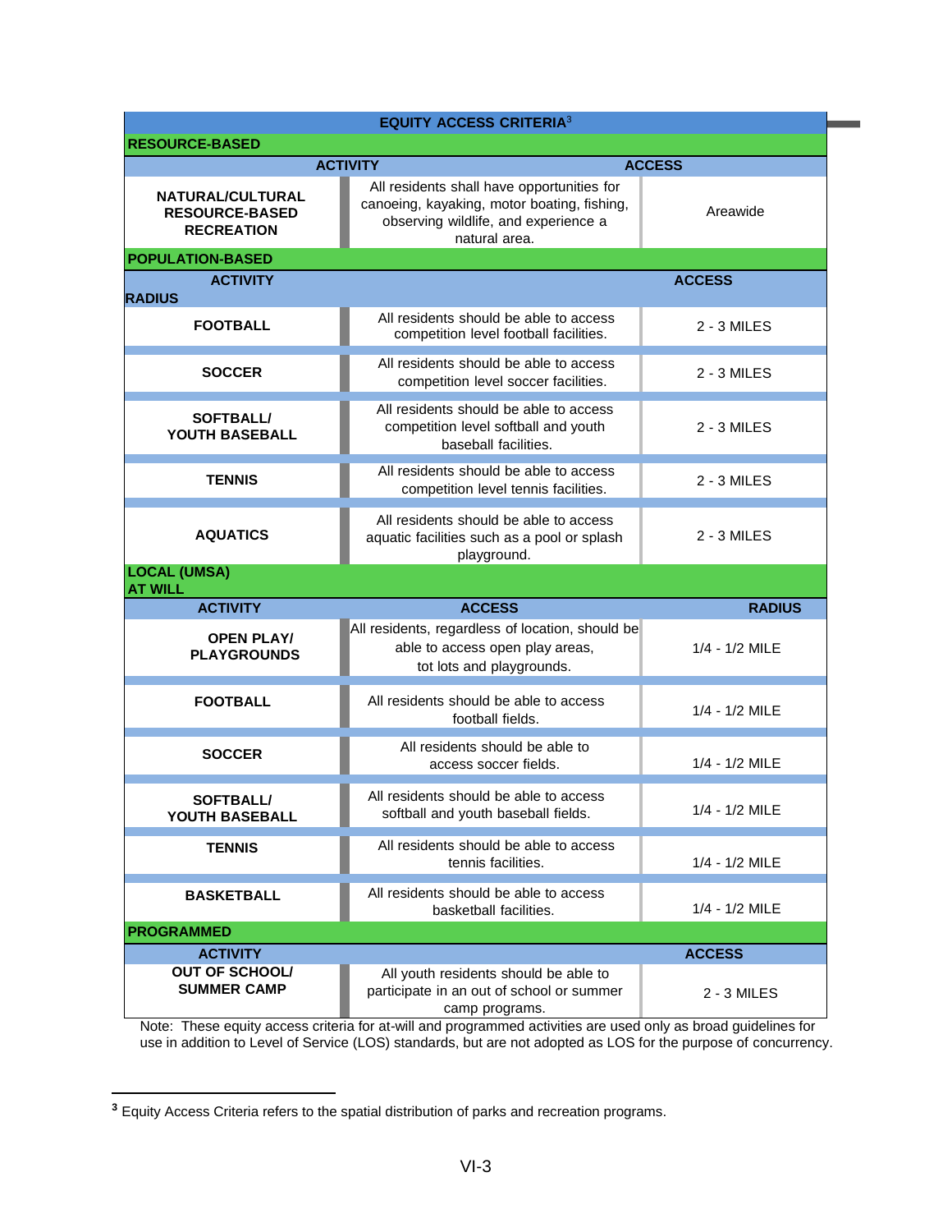| EQUITY ACCESS CRITERIA[3] | | |
|---|---|---|
| **RESOURCE-BASED** | | |
| **ACTIVITY** | | **ACCESS** |
| **NATURAL/CULTURAL RESOURCE-BASED RECREATION** | All residents shall have opportunities for canoeing, kayaking, motor boating, fishing, observing wildlife, and experience a natural area. | Areawide |
| **POPULATION-BASED** | | |
| **ACTIVITY** | | **ACCESS** |
| **RADIUS** | | |
| **FOOTBALL** | All residents should be able to access competition level football facilities. | 2 - 3 MILES |
| **SOCCER** | All residents should be able to access competition level soccer facilities. | 2 - 3 MILES |
| **SOFTBALL/ YOUTH BASEBALL** | All residents should be able to access competition level softball and youth baseball facilities. | 2 - 3 MILES |
| **TENNIS** | All residents should be able to access competition level tennis facilities. | 2 - 3 MILES |
| **AQUATICS** | All residents should be able to access aquatic facilities such as a pool or splash playground. | 2 - 3 MILES |
| **LOCAL (UMSA) AT WILL** | | |
| **ACTIVITY** | **ACCESS** | **RADIUS** |
| **OPEN PLAY/ PLAYGROUNDS** | All residents, regardless of location, should be able to access open play areas, tot lots and playgrounds. | 1/4 - 1/2 MILE |
| **FOOTBALL** | All residents should be able to access football fields. | 1/4 - 1/2 MILE |
| **SOCCER** | All residents should be able to access soccer fields. | 1/4 - 1/2 MILE |
| **SOFTBALL/ YOUTH BASEBALL** | All residents should be able to access softball and youth baseball fields. | 1/4 - 1/2 MILE |
| **TENNIS** | All residents should be able to access tennis facilities. | 1/4 - 1/2 MILE |
| **BASKETBALL** | All residents should be able to access basketball facilities. | 1/4 - 1/2 MILE |
| **PROGRAMMED** | | |
| **ACTIVITY** | | **ACCESS** |
| **OUT OF SCHOOL/ SUMMER CAMP** | All youth residents should be able to participate in an out of school or summer camp programs. | 2 - 3 MILES |

Note: These equity access criteria for at-will and programmed activities are used only as broad guidelines for use in addition to Level of Service (LOS) standards, but are not adopted as LOS for the purpose of concurrency.

[3] Equity Access Criteria refers to the spatial distribution of parks and recreation programs.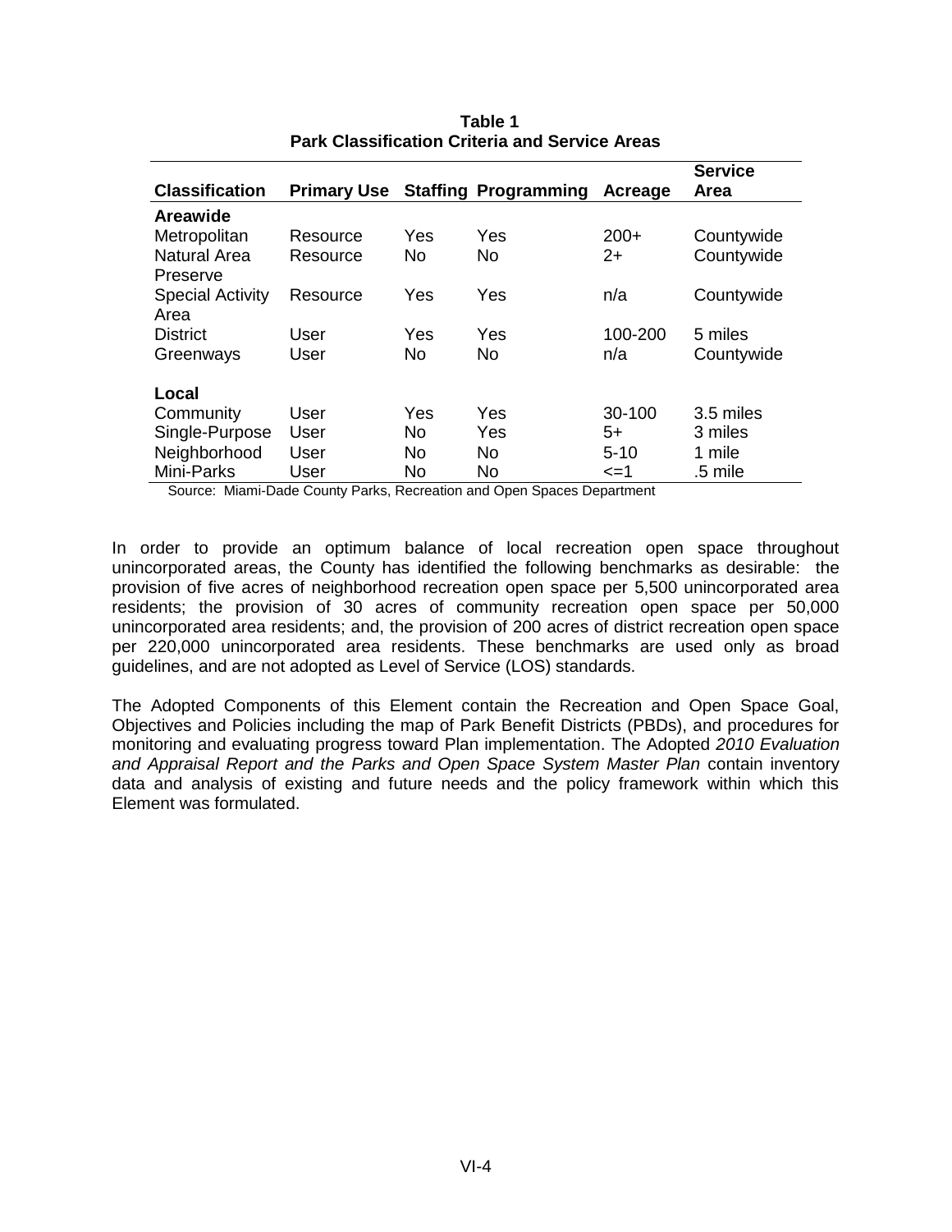**Table 1**
**Park Classification Criteria and Service Areas**

| Classification | Primary Use | Staffing | Programming | Acreage | Service Area |
|---|---|---|---|---|---|
| **Areawide** | | | | | |
| Metropolitan | Resource | Yes | Yes | 200+ | Countywide |
| Natural Area Preserve | Resource | No | No | 2+ | Countywide |
| Special Activity Area | Resource | Yes | Yes | n/a | Countywide |
| District | User | Yes | Yes | 100-200 | 5 miles |
| Greenways | User | No | No | n/a | Countywide |
| **Local** | | | | | |
| Community | User | Yes | Yes | 30-100 | 3.5 miles |
| Single-Purpose | User | No | Yes | 5+ | 3 miles |
| Neighborhood | User | No | No | 5-10 | 1 mile |
| Mini-Parks | User | No | No | <=1 | .5 mile |

Source: Miami-Dade County Parks, Recreation and Open Spaces Department

In order to provide an optimum balance of local recreation open space throughout unincorporated areas, the County has identified the following benchmarks as desirable: the provision of five acres of neighborhood recreation open space per 5,500 unincorporated area residents; the provision of 30 acres of community recreation open space per 50,000 unincorporated area residents; and, the provision of 200 acres of district recreation open space per 220,000 unincorporated area residents. These benchmarks are used only as broad guidelines, and are not adopted as Level of Service (LOS) standards.

The Adopted Components of this Element contain the Recreation and Open Space Goal, Objectives and Policies including the map of Park Benefit Districts (PBDs), and procedures for monitoring and evaluating progress toward Plan implementation. The Adopted *2010 Evaluation and Appraisal Report and the Parks and Open Space System Master Plan* contain inventory data and analysis of existing and future needs and the policy framework within which this Element was formulated.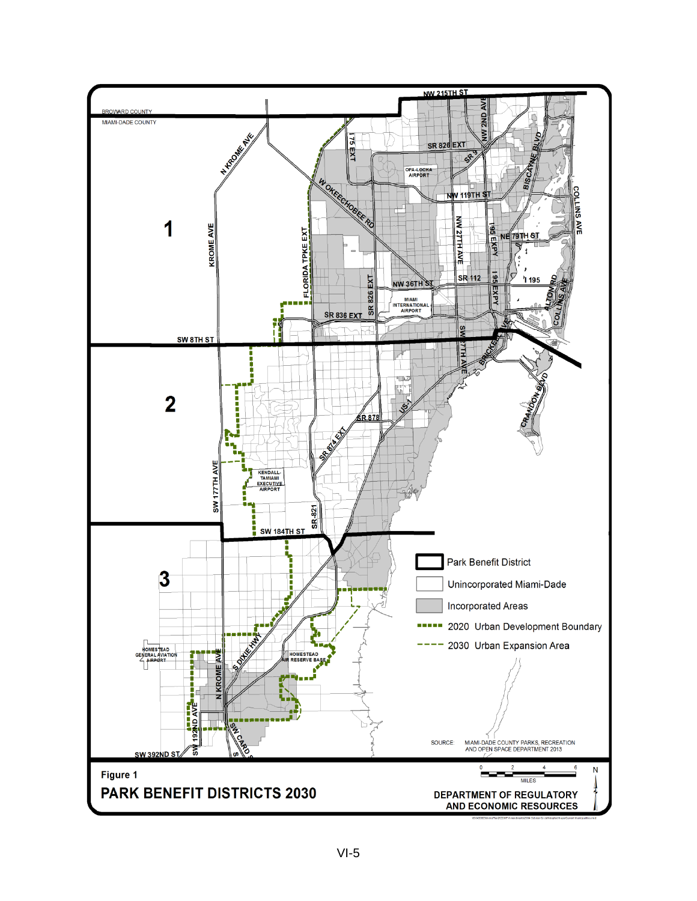**Figure 1**

**PARK BENEFIT DISTRICTS 2030**

DEPARTMENT OF REGULATORY AND ECONOMIC RESOURCES

SOURCE: MIAMI-DADE COUNTY PARKS, RECREATION AND OPEN SPACE DEPARTMENT 2013

- Park Benefit District
- Unincorporated Miami-Dade
- Incorporated Areas
- 2020 Urban Development Boundary
- 2030 Urban Expansion Area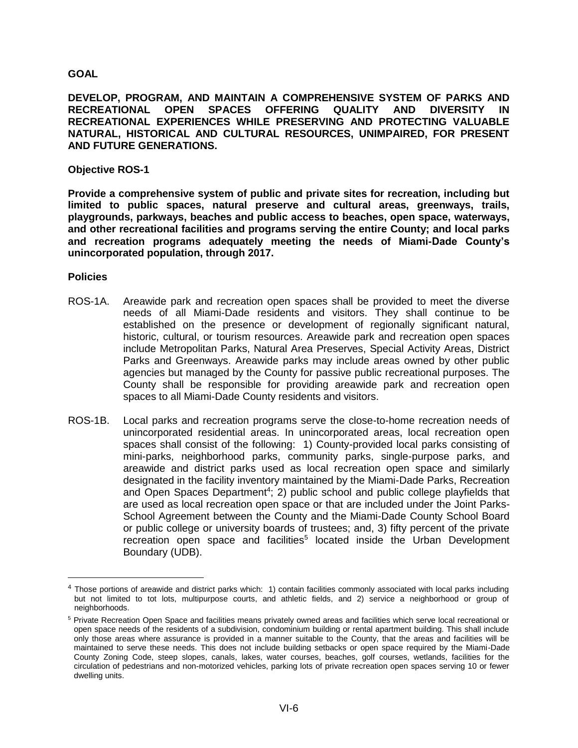**GOAL**

**DEVELOP, PROGRAM, AND MAINTAIN A COMPREHENSIVE SYSTEM OF PARKS AND RECREATIONAL OPEN SPACES OFFERING QUALITY AND DIVERSITY IN RECREATIONAL EXPERIENCES WHILE PRESERVING AND PROTECTING VALUABLE NATURAL, HISTORICAL AND CULTURAL RESOURCES, UNIMPAIRED, FOR PRESENT AND FUTURE GENERATIONS.**

**Objective ROS-1**

**Provide a comprehensive system of public and private sites for recreation, including but limited to public spaces, natural preserve and cultural areas, greenways, trails, playgrounds, parkways, beaches and public access to beaches, open space, waterways, and other recreational facilities and programs serving the entire County; and local parks and recreation programs adequately meeting the needs of Miami-Dade County's unincorporated population, through 2017.**

**Policies**

ROS-1A. Areawide park and recreation open spaces shall be provided to meet the diverse needs of all Miami-Dade residents and visitors. They shall continue to be established on the presence or development of regionally significant natural, historic, cultural, or tourism resources. Areawide park and recreation open spaces include Metropolitan Parks, Natural Area Preserves, Special Activity Areas, District Parks and Greenways. Areawide parks may include areas owned by other public agencies but managed by the County for passive public recreational purposes. The County shall be responsible for providing areawide park and recreation open spaces to all Miami-Dade County residents and visitors.

ROS-1B. Local parks and recreation programs serve the close-to-home recreation needs of unincorporated residential areas. In unincorporated areas, local recreation open spaces shall consist of the following: 1) County-provided local parks consisting of mini-parks, neighborhood parks, community parks, single-purpose parks, and areawide and district parks used as local recreation open space and similarly designated in the facility inventory maintained by the Miami-Dade Parks, Recreation and Open Spaces Department[4]; 2) public school and public college playfields that are used as local recreation open space or that are included under the Joint Parks-School Agreement between the County and the Miami-Dade County School Board or public college or university boards of trustees; and, 3) fifty percent of the private recreation open space and facilities[5] located inside the Urban Development Boundary (UDB).

---

[4] Those portions of areawide and district parks which: 1) contain facilities commonly associated with local parks including but not limited to tot lots, multipurpose courts, and athletic fields, and 2) service a neighborhood or group of neighborhoods.

[5] Private Recreation Open Space and facilities means privately owned areas and facilities which serve local recreational or open space needs of the residents of a subdivision, condominium building or rental apartment building. This shall include only those areas where assurance is provided in a manner suitable to the County, that the areas and facilities will be maintained to serve these needs. This does not include building setbacks or open space required by the Miami-Dade County Zoning Code, steep slopes, canals, lakes, water courses, beaches, golf courses, wetlands, facilities for the circulation of pedestrians and non-motorized vehicles, parking lots of private recreation open spaces serving 10 or fewer dwelling units.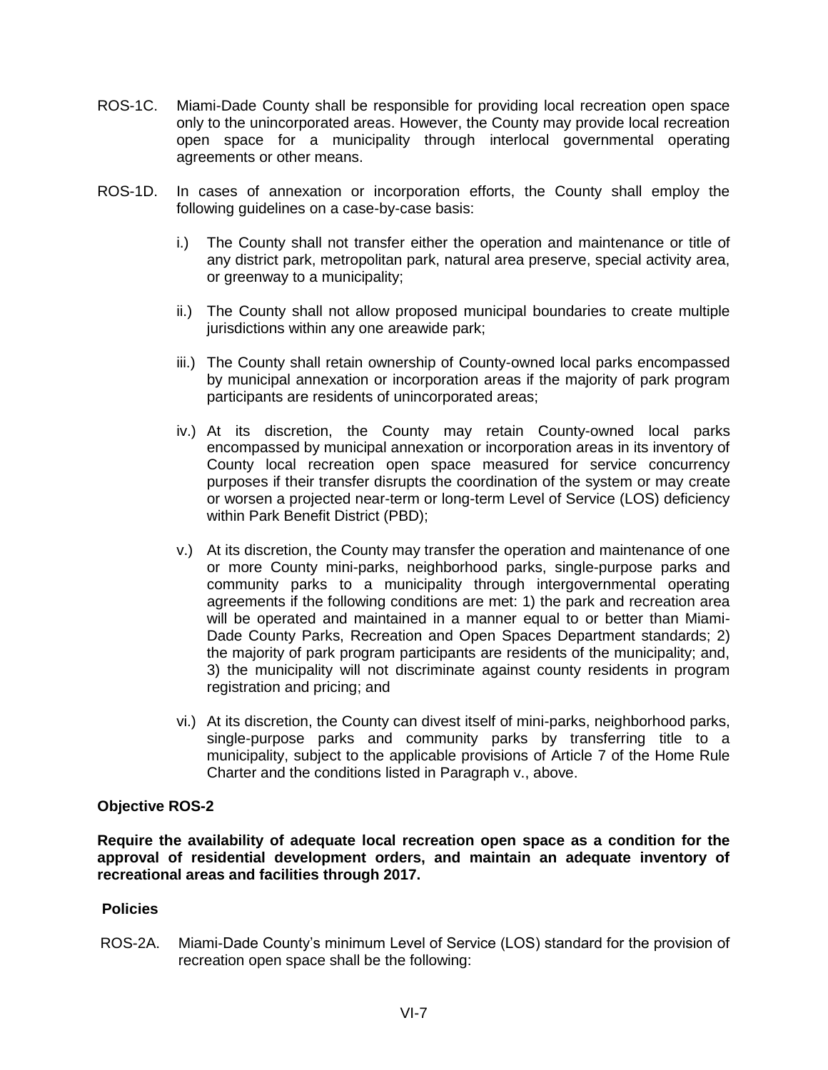ROS-1C. Miami-Dade County shall be responsible for providing local recreation open space only to the unincorporated areas. However, the County may provide local recreation open space for a municipality through interlocal governmental operating agreements or other means.

ROS-1D. In cases of annexation or incorporation efforts, the County shall employ the following guidelines on a case-by-case basis:

i.) The County shall not transfer either the operation and maintenance or title of any district park, metropolitan park, natural area preserve, special activity area, or greenway to a municipality;

ii.) The County shall not allow proposed municipal boundaries to create multiple jurisdictions within any one areawide park;

iii.) The County shall retain ownership of County-owned local parks encompassed by municipal annexation or incorporation areas if the majority of park program participants are residents of unincorporated areas;

iv.) At its discretion, the County may retain County-owned local parks encompassed by municipal annexation or incorporation areas in its inventory of County local recreation open space measured for service concurrency purposes if their transfer disrupts the coordination of the system or may create or worsen a projected near-term or long-term Level of Service (LOS) deficiency within Park Benefit District (PBD);

v.) At its discretion, the County may transfer the operation and maintenance of one or more County mini-parks, neighborhood parks, single-purpose parks and community parks to a municipality through intergovernmental operating agreements if the following conditions are met: 1) the park and recreation area will be operated and maintained in a manner equal to or better than Miami-Dade County Parks, Recreation and Open Spaces Department standards; 2) the majority of park program participants are residents of the municipality; and, 3) the municipality will not discriminate against county residents in program registration and pricing; and

vi.) At its discretion, the County can divest itself of mini-parks, neighborhood parks, single-purpose parks and community parks by transferring title to a municipality, subject to the applicable provisions of Article 7 of the Home Rule Charter and the conditions listed in Paragraph v., above.

**Objective ROS-2**

**Require the availability of adequate local recreation open space as a condition for the approval of residential development orders, and maintain an adequate inventory of recreational areas and facilities through 2017.**

**Policies**

ROS-2A. Miami-Dade County's minimum Level of Service (LOS) standard for the provision of recreation open space shall be the following: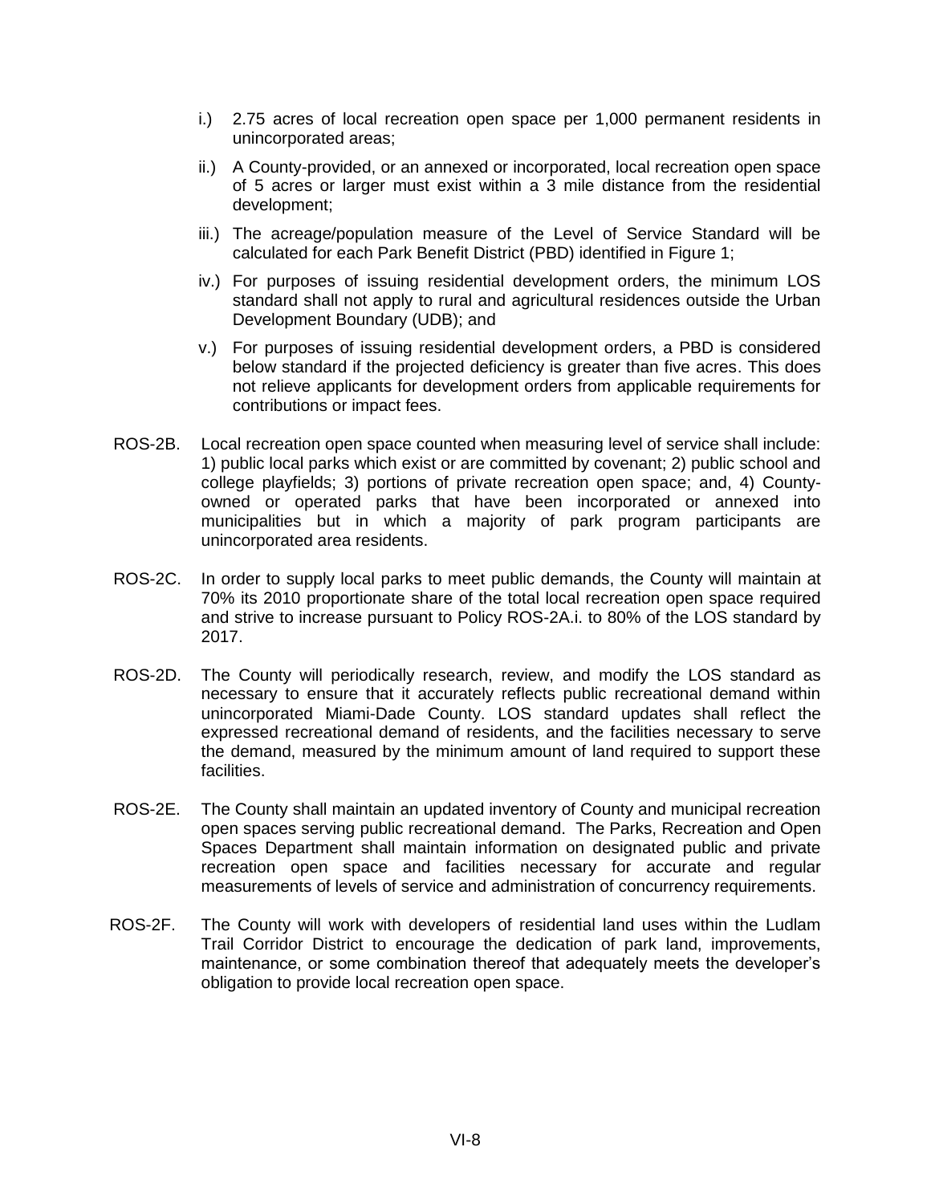i.) 2.75 acres of local recreation open space per 1,000 permanent residents in unincorporated areas;

ii.) A County-provided, or an annexed or incorporated, local recreation open space of 5 acres or larger must exist within a 3 mile distance from the residential development;

iii.) The acreage/population measure of the Level of Service Standard will be calculated for each Park Benefit District (PBD) identified in Figure 1;

iv.) For purposes of issuing residential development orders, the minimum LOS standard shall not apply to rural and agricultural residences outside the Urban Development Boundary (UDB); and

v.) For purposes of issuing residential development orders, a PBD is considered below standard if the projected deficiency is greater than five acres. This does not relieve applicants for development orders from applicable requirements for contributions or impact fees.

ROS-2B. Local recreation open space counted when measuring level of service shall include: 1) public local parks which exist or are committed by covenant; 2) public school and college playfields; 3) portions of private recreation open space; and, 4) County-owned or operated parks that have been incorporated or annexed into municipalities but in which a majority of park program participants are unincorporated area residents.

ROS-2C. In order to supply local parks to meet public demands, the County will maintain at 70% its 2010 proportionate share of the total local recreation open space required and strive to increase pursuant to Policy ROS-2A.i. to 80% of the LOS standard by 2017.

ROS-2D. The County will periodically research, review, and modify the LOS standard as necessary to ensure that it accurately reflects public recreational demand within unincorporated Miami-Dade County. LOS standard updates shall reflect the expressed recreational demand of residents, and the facilities necessary to serve the demand, measured by the minimum amount of land required to support these facilities.

ROS-2E. The County shall maintain an updated inventory of County and municipal recreation open spaces serving public recreational demand. The Parks, Recreation and Open Spaces Department shall maintain information on designated public and private recreation open space and facilities necessary for accurate and regular measurements of levels of service and administration of concurrency requirements.

ROS-2F. The County will work with developers of residential land uses within the Ludlam Trail Corridor District to encourage the dedication of park land, improvements, maintenance, or some combination thereof that adequately meets the developer's obligation to provide local recreation open space.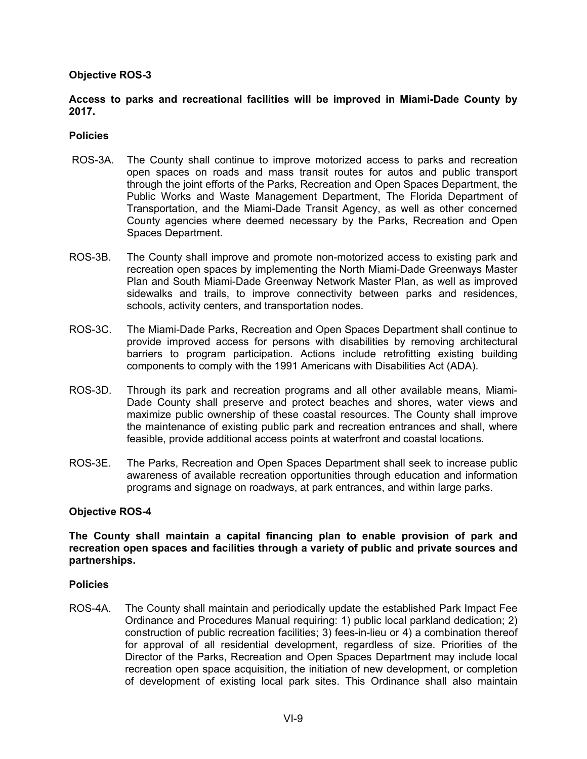**Objective ROS-3**

**Access to parks and recreational facilities will be improved in Miami-Dade County by 2017.**

**Policies**

ROS-3A. The County shall continue to improve motorized access to parks and recreation open spaces on roads and mass transit routes for autos and public transport through the joint efforts of the Parks, Recreation and Open Spaces Department, the Public Works and Waste Management Department, The Florida Department of Transportation, and the Miami-Dade Transit Agency, as well as other concerned County agencies where deemed necessary by the Parks, Recreation and Open Spaces Department.

ROS-3B. The County shall improve and promote non-motorized access to existing park and recreation open spaces by implementing the North Miami-Dade Greenways Master Plan and South Miami-Dade Greenway Network Master Plan, as well as improved sidewalks and trails, to improve connectivity between parks and residences, schools, activity centers, and transportation nodes.

ROS-3C. The Miami-Dade Parks, Recreation and Open Spaces Department shall continue to provide improved access for persons with disabilities by removing architectural barriers to program participation. Actions include retrofitting existing building components to comply with the 1991 Americans with Disabilities Act (ADA).

ROS-3D. Through its park and recreation programs and all other available means, Miami-Dade County shall preserve and protect beaches and shores, water views and maximize public ownership of these coastal resources. The County shall improve the maintenance of existing public park and recreation entrances and shall, where feasible, provide additional access points at waterfront and coastal locations.

ROS-3E. The Parks, Recreation and Open Spaces Department shall seek to increase public awareness of available recreation opportunities through education and information programs and signage on roadways, at park entrances, and within large parks.

**Objective ROS-4**

**The County shall maintain a capital financing plan to enable provision of park and recreation open spaces and facilities through a variety of public and private sources and partnerships.**

**Policies**

ROS-4A. The County shall maintain and periodically update the established Park Impact Fee Ordinance and Procedures Manual requiring: 1) public local parkland dedication; 2) construction of public recreation facilities; 3) fees-in-lieu or 4) a combination thereof for approval of all residential development, regardless of size. Priorities of the Director of the Parks, Recreation and Open Spaces Department may include local recreation open space acquisition, the initiation of new development, or completion of development of existing local park sites. This Ordinance shall also maintain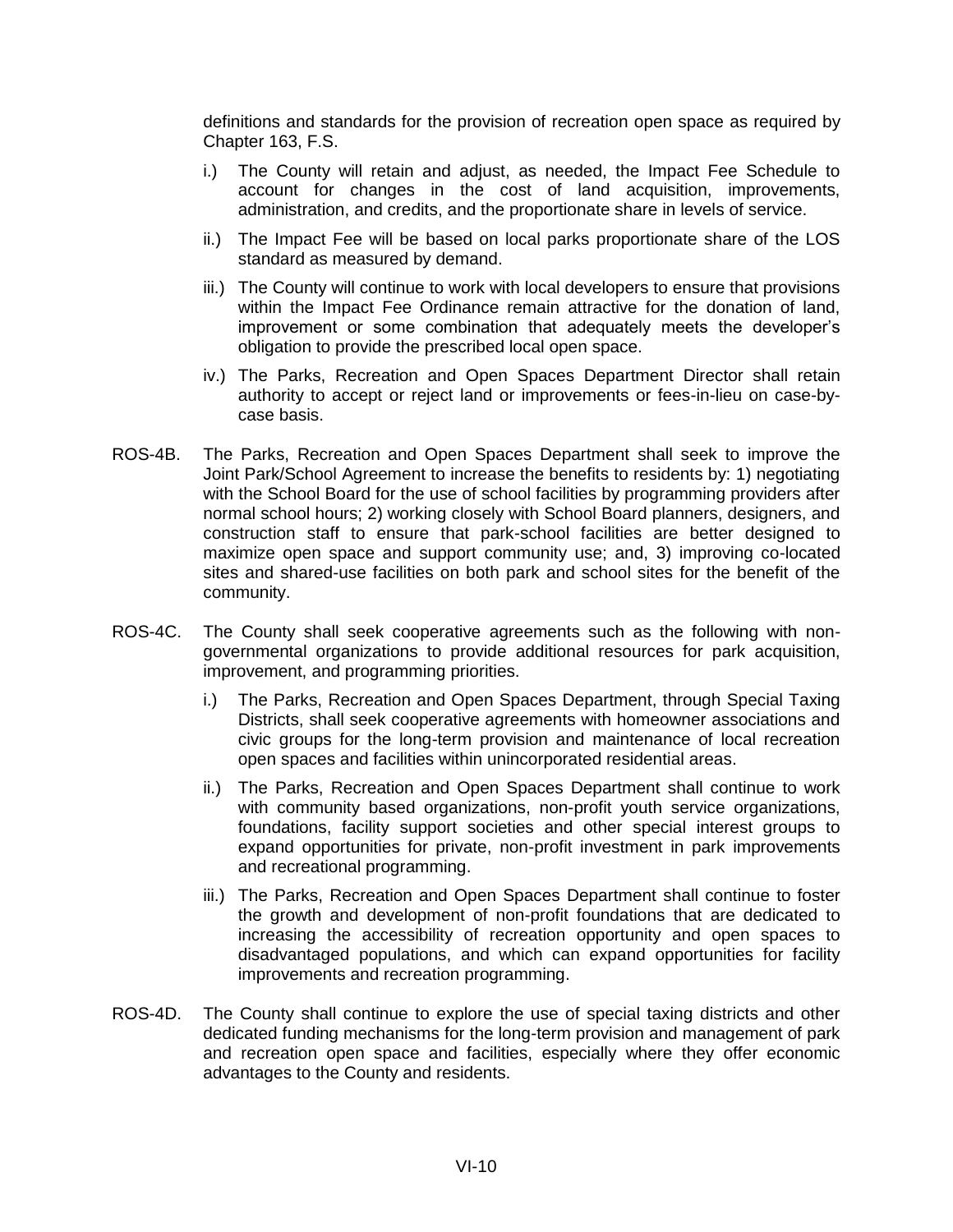definitions and standards for the provision of recreation open space as required by Chapter 163, F.S.

i.) The County will retain and adjust, as needed, the Impact Fee Schedule to account for changes in the cost of land acquisition, improvements, administration, and credits, and the proportionate share in levels of service.

ii.) The Impact Fee will be based on local parks proportionate share of the LOS standard as measured by demand.

iii.) The County will continue to work with local developers to ensure that provisions within the Impact Fee Ordinance remain attractive for the donation of land, improvement or some combination that adequately meets the developer's obligation to provide the prescribed local open space.

iv.) The Parks, Recreation and Open Spaces Department Director shall retain authority to accept or reject land or improvements or fees-in-lieu on case-by-case basis.

ROS-4B. The Parks, Recreation and Open Spaces Department shall seek to improve the Joint Park/School Agreement to increase the benefits to residents by: 1) negotiating with the School Board for the use of school facilities by programming providers after normal school hours; 2) working closely with School Board planners, designers, and construction staff to ensure that park-school facilities are better designed to maximize open space and support community use; and, 3) improving co-located sites and shared-use facilities on both park and school sites for the benefit of the community.

ROS-4C. The County shall seek cooperative agreements such as the following with non-governmental organizations to provide additional resources for park acquisition, improvement, and programming priorities.

i.) The Parks, Recreation and Open Spaces Department, through Special Taxing Districts, shall seek cooperative agreements with homeowner associations and civic groups for the long-term provision and maintenance of local recreation open spaces and facilities within unincorporated residential areas.

ii.) The Parks, Recreation and Open Spaces Department shall continue to work with community based organizations, non-profit youth service organizations, foundations, facility support societies and other special interest groups to expand opportunities for private, non-profit investment in park improvements and recreational programming.

iii.) The Parks, Recreation and Open Spaces Department shall continue to foster the growth and development of non-profit foundations that are dedicated to increasing the accessibility of recreation opportunity and open spaces to disadvantaged populations, and which can expand opportunities for facility improvements and recreation programming.

ROS-4D. The County shall continue to explore the use of special taxing districts and other dedicated funding mechanisms for the long-term provision and management of park and recreation open space and facilities, especially where they offer economic advantages to the County and residents.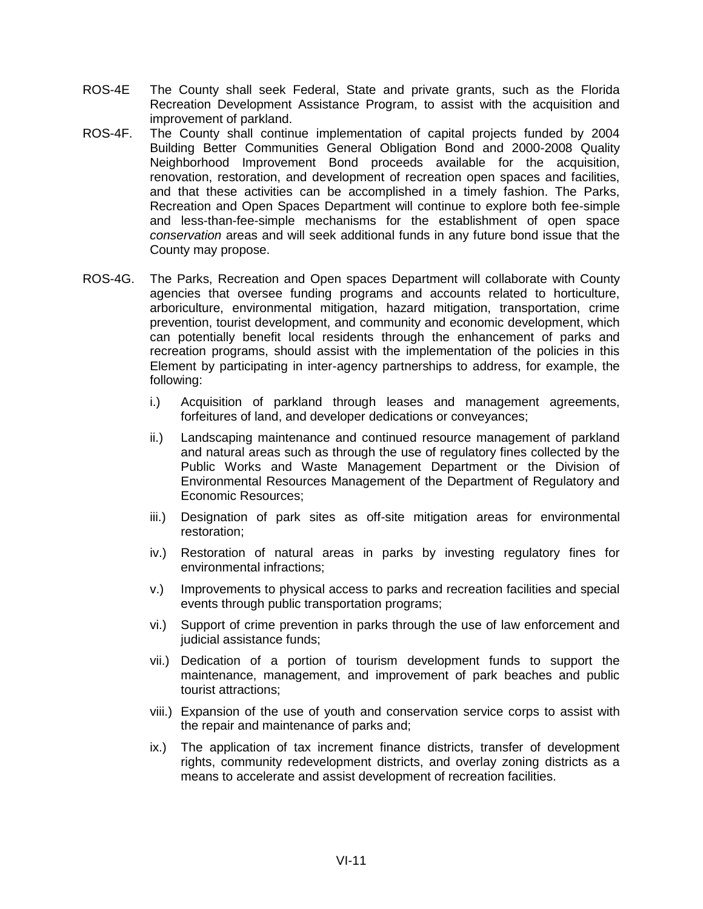ROS-4E The County shall seek Federal, State and private grants, such as the Florida Recreation Development Assistance Program, to assist with the acquisition and improvement of parkland.

ROS-4F. The County shall continue implementation of capital projects funded by 2004 Building Better Communities General Obligation Bond and 2000-2008 Quality Neighborhood Improvement Bond proceeds available for the acquisition, renovation, restoration, and development of recreation open spaces and facilities, and that these activities can be accomplished in a timely fashion. The Parks, Recreation and Open Spaces Department will continue to explore both fee-simple and less-than-fee-simple mechanisms for the establishment of open space *conservation* areas and will seek additional funds in any future bond issue that the County may propose.

ROS-4G. The Parks, Recreation and Open spaces Department will collaborate with County agencies that oversee funding programs and accounts related to horticulture, arboriculture, environmental mitigation, hazard mitigation, transportation, crime prevention, tourist development, and community and economic development, which can potentially benefit local residents through the enhancement of parks and recreation programs, should assist with the implementation of the policies in this Element by participating in inter-agency partnerships to address, for example, the following:

i.) Acquisition of parkland through leases and management agreements, forfeitures of land, and developer dedications or conveyances;

ii.) Landscaping maintenance and continued resource management of parkland and natural areas such as through the use of regulatory fines collected by the Public Works and Waste Management Department or the Division of Environmental Resources Management of the Department of Regulatory and Economic Resources;

iii.) Designation of park sites as off-site mitigation areas for environmental restoration;

iv.) Restoration of natural areas in parks by investing regulatory fines for environmental infractions;

v.) Improvements to physical access to parks and recreation facilities and special events through public transportation programs;

vi.) Support of crime prevention in parks through the use of law enforcement and judicial assistance funds;

vii.) Dedication of a portion of tourism development funds to support the maintenance, management, and improvement of park beaches and public tourist attractions;

viii.) Expansion of the use of youth and conservation service corps to assist with the repair and maintenance of parks and;

ix.) The application of tax increment finance districts, transfer of development rights, community redevelopment districts, and overlay zoning districts as a means to accelerate and assist development of recreation facilities.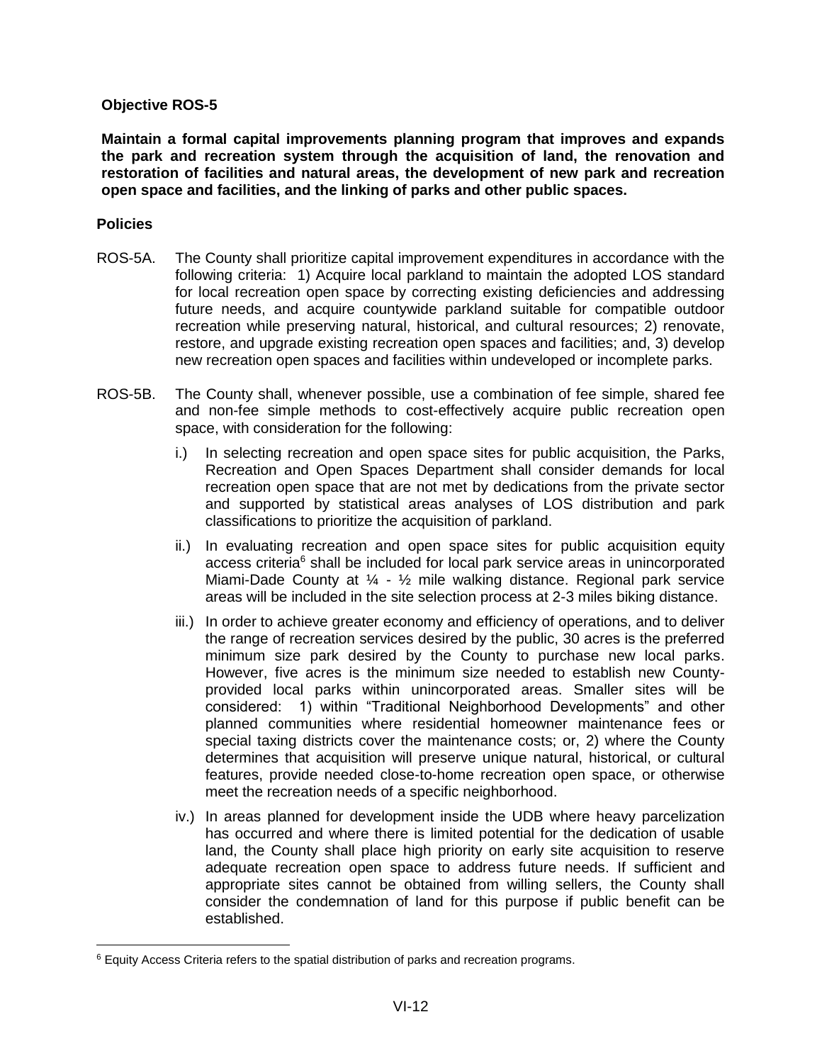**Objective ROS-5**

**Maintain a formal capital improvements planning program that improves and expands the park and recreation system through the acquisition of land, the renovation and restoration of facilities and natural areas, the development of new park and recreation open space and facilities, and the linking of parks and other public spaces.**

**Policies**

ROS-5A. The County shall prioritize capital improvement expenditures in accordance with the following criteria: 1) Acquire local parkland to maintain the adopted LOS standard for local recreation open space by correcting existing deficiencies and addressing future needs, and acquire countywide parkland suitable for compatible outdoor recreation while preserving natural, historical, and cultural resources; 2) renovate, restore, and upgrade existing recreation open spaces and facilities; and, 3) develop new recreation open spaces and facilities within undeveloped or incomplete parks.

ROS-5B. The County shall, whenever possible, use a combination of fee simple, shared fee and non-fee simple methods to cost-effectively acquire public recreation open space, with consideration for the following:

i.) In selecting recreation and open space sites for public acquisition, the Parks, Recreation and Open Spaces Department shall consider demands for local recreation open space that are not met by dedications from the private sector and supported by statistical areas analyses of LOS distribution and park classifications to prioritize the acquisition of parkland.

ii.) In evaluating recreation and open space sites for public acquisition equity access criteria[6] shall be included for local park service areas in unincorporated Miami-Dade County at ¼ - ½ mile walking distance. Regional park service areas will be included in the site selection process at 2-3 miles biking distance.

iii.) In order to achieve greater economy and efficiency of operations, and to deliver the range of recreation services desired by the public, 30 acres is the preferred minimum size park desired by the County to purchase new local parks. However, five acres is the minimum size needed to establish new County-provided local parks within unincorporated areas. Smaller sites will be considered: 1) within "Traditional Neighborhood Developments" and other planned communities where residential homeowner maintenance fees or special taxing districts cover the maintenance costs; or, 2) where the County determines that acquisition will preserve unique natural, historical, or cultural features, provide needed close-to-home recreation open space, or otherwise meet the recreation needs of a specific neighborhood.

iv.) In areas planned for development inside the UDB where heavy parcelization has occurred and where there is limited potential for the dedication of usable land, the County shall place high priority on early site acquisition to reserve adequate recreation open space to address future needs. If sufficient and appropriate sites cannot be obtained from willing sellers, the County shall consider the condemnation of land for this purpose if public benefit can be established.

[6] Equity Access Criteria refers to the spatial distribution of parks and recreation programs.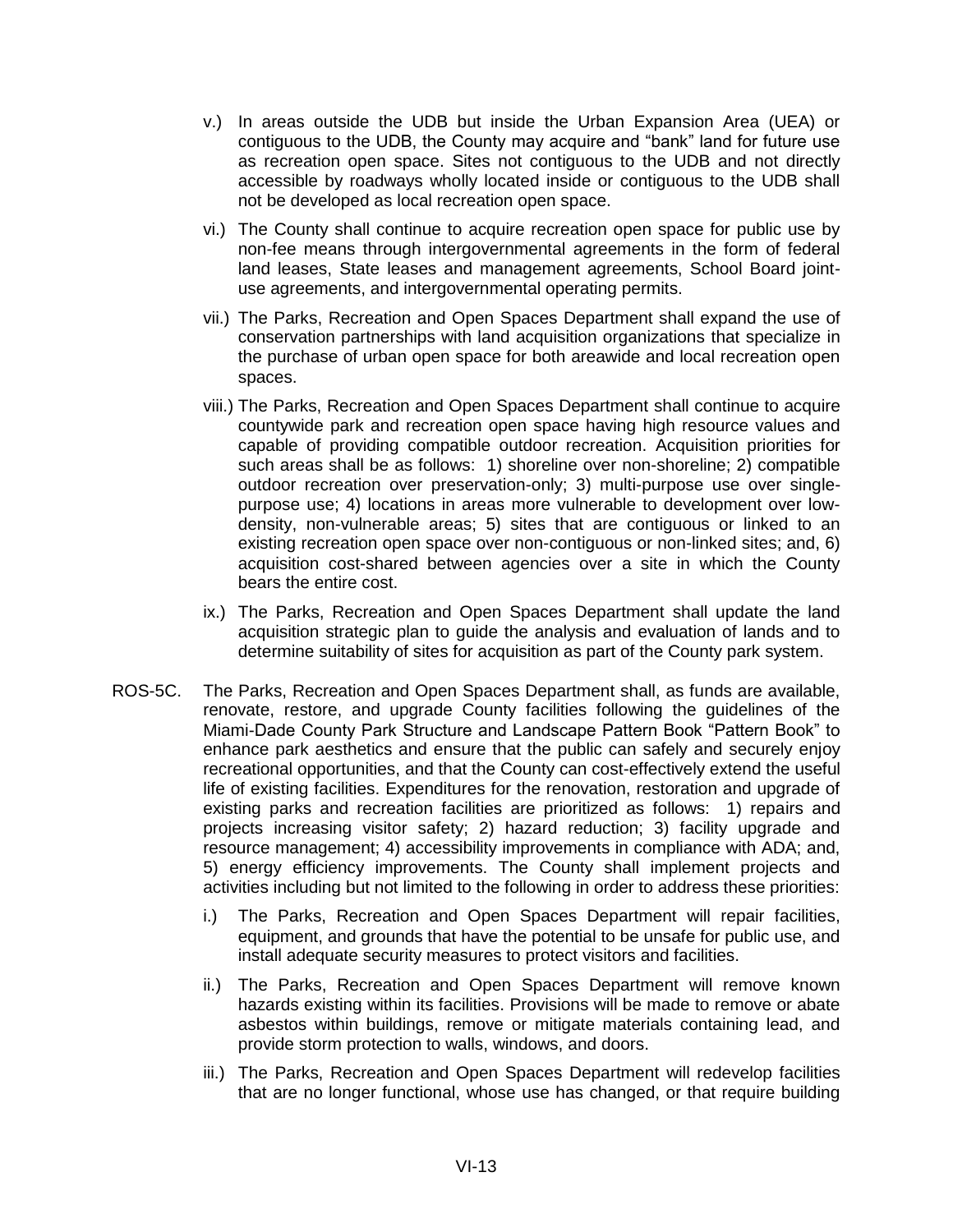v.) In areas outside the UDB but inside the Urban Expansion Area (UEA) or contiguous to the UDB, the County may acquire and "bank" land for future use as recreation open space. Sites not contiguous to the UDB and not directly accessible by roadways wholly located inside or contiguous to the UDB shall not be developed as local recreation open space.

vi.) The County shall continue to acquire recreation open space for public use by non-fee means through intergovernmental agreements in the form of federal land leases, State leases and management agreements, School Board joint-use agreements, and intergovernmental operating permits.

vii.) The Parks, Recreation and Open Spaces Department shall expand the use of conservation partnerships with land acquisition organizations that specialize in the purchase of urban open space for both areawide and local recreation open spaces.

viii.) The Parks, Recreation and Open Spaces Department shall continue to acquire countywide park and recreation open space having high resource values and capable of providing compatible outdoor recreation. Acquisition priorities for such areas shall be as follows: 1) shoreline over non-shoreline; 2) compatible outdoor recreation over preservation-only; 3) multi-purpose use over single-purpose use; 4) locations in areas more vulnerable to development over low-density, non-vulnerable areas; 5) sites that are contiguous or linked to an existing recreation open space over non-contiguous or non-linked sites; and, 6) acquisition cost-shared between agencies over a site in which the County bears the entire cost.

ix.) The Parks, Recreation and Open Spaces Department shall update the land acquisition strategic plan to guide the analysis and evaluation of lands and to determine suitability of sites for acquisition as part of the County park system.

ROS-5C. The Parks, Recreation and Open Spaces Department shall, as funds are available, renovate, restore, and upgrade County facilities following the guidelines of the Miami-Dade County Park Structure and Landscape Pattern Book "Pattern Book" to enhance park aesthetics and ensure that the public can safely and securely enjoy recreational opportunities, and that the County can cost-effectively extend the useful life of existing facilities. Expenditures for the renovation, restoration and upgrade of existing parks and recreation facilities are prioritized as follows: 1) repairs and projects increasing visitor safety; 2) hazard reduction; 3) facility upgrade and resource management; 4) accessibility improvements in compliance with ADA; and, 5) energy efficiency improvements. The County shall implement projects and activities including but not limited to the following in order to address these priorities:

i.) The Parks, Recreation and Open Spaces Department will repair facilities, equipment, and grounds that have the potential to be unsafe for public use, and install adequate security measures to protect visitors and facilities.

ii.) The Parks, Recreation and Open Spaces Department will remove known hazards existing within its facilities. Provisions will be made to remove or abate asbestos within buildings, remove or mitigate materials containing lead, and provide storm protection to walls, windows, and doors.

iii.) The Parks, Recreation and Open Spaces Department will redevelop facilities that are no longer functional, whose use has changed, or that require building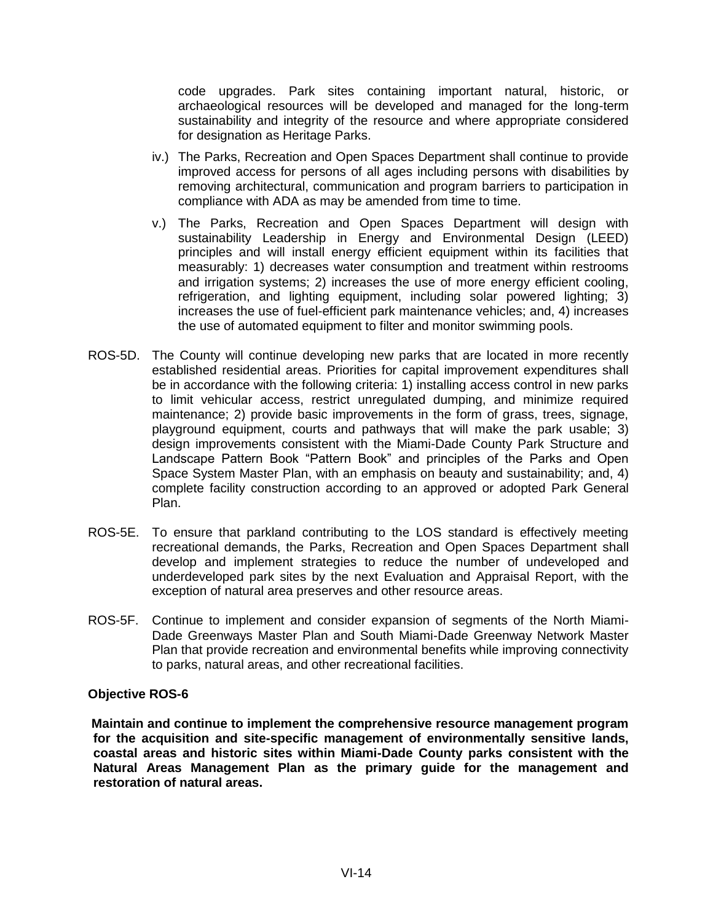code upgrades. Park sites containing important natural, historic, or archaeological resources will be developed and managed for the long-term sustainability and integrity of the resource and where appropriate considered for designation as Heritage Parks.

iv.) The Parks, Recreation and Open Spaces Department shall continue to provide improved access for persons of all ages including persons with disabilities by removing architectural, communication and program barriers to participation in compliance with ADA as may be amended from time to time.

v.) The Parks, Recreation and Open Spaces Department will design with sustainability Leadership in Energy and Environmental Design (LEED) principles and will install energy efficient equipment within its facilities that measurably: 1) decreases water consumption and treatment within restrooms and irrigation systems; 2) increases the use of more energy efficient cooling, refrigeration, and lighting equipment, including solar powered lighting; 3) increases the use of fuel-efficient park maintenance vehicles; and, 4) increases the use of automated equipment to filter and monitor swimming pools.

ROS-5D. The County will continue developing new parks that are located in more recently established residential areas. Priorities for capital improvement expenditures shall be in accordance with the following criteria: 1) installing access control in new parks to limit vehicular access, restrict unregulated dumping, and minimize required maintenance; 2) provide basic improvements in the form of grass, trees, signage, playground equipment, courts and pathways that will make the park usable; 3) design improvements consistent with the Miami-Dade County Park Structure and Landscape Pattern Book "Pattern Book" and principles of the Parks and Open Space System Master Plan, with an emphasis on beauty and sustainability; and, 4) complete facility construction according to an approved or adopted Park General Plan.

ROS-5E. To ensure that parkland contributing to the LOS standard is effectively meeting recreational demands, the Parks, Recreation and Open Spaces Department shall develop and implement strategies to reduce the number of undeveloped and underdeveloped park sites by the next Evaluation and Appraisal Report, with the exception of natural area preserves and other resource areas.

ROS-5F. Continue to implement and consider expansion of segments of the North Miami-Dade Greenways Master Plan and South Miami-Dade Greenway Network Master Plan that provide recreation and environmental benefits while improving connectivity to parks, natural areas, and other recreational facilities.

**Objective ROS-6**

**Maintain and continue to implement the comprehensive resource management program for the acquisition and site-specific management of environmentally sensitive lands, coastal areas and historic sites within Miami-Dade County parks consistent with the Natural Areas Management Plan as the primary guide for the management and restoration of natural areas.**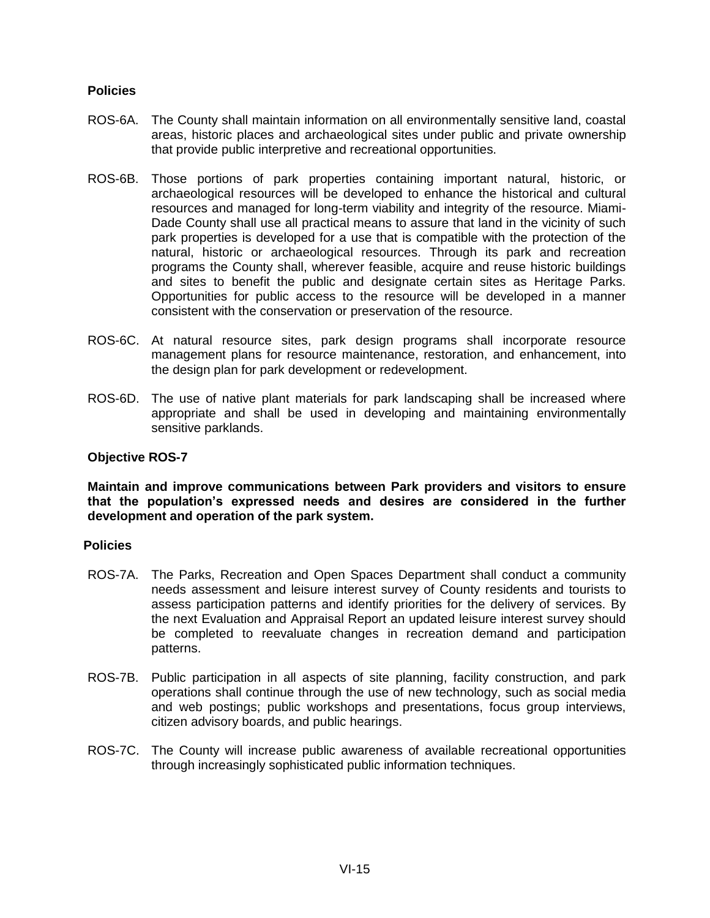**Policies**

ROS-6A. The County shall maintain information on all environmentally sensitive land, coastal areas, historic places and archaeological sites under public and private ownership that provide public interpretive and recreational opportunities.

ROS-6B. Those portions of park properties containing important natural, historic, or archaeological resources will be developed to enhance the historical and cultural resources and managed for long-term viability and integrity of the resource. Miami-Dade County shall use all practical means to assure that land in the vicinity of such park properties is developed for a use that is compatible with the protection of the natural, historic or archaeological resources. Through its park and recreation programs the County shall, wherever feasible, acquire and reuse historic buildings and sites to benefit the public and designate certain sites as Heritage Parks. Opportunities for public access to the resource will be developed in a manner consistent with the conservation or preservation of the resource.

ROS-6C. At natural resource sites, park design programs shall incorporate resource management plans for resource maintenance, restoration, and enhancement, into the design plan for park development or redevelopment.

ROS-6D. The use of native plant materials for park landscaping shall be increased where appropriate and shall be used in developing and maintaining environmentally sensitive parklands.

**Objective ROS-7**

**Maintain and improve communications between Park providers and visitors to ensure that the population's expressed needs and desires are considered in the further development and operation of the park system.**

**Policies**

ROS-7A. The Parks, Recreation and Open Spaces Department shall conduct a community needs assessment and leisure interest survey of County residents and tourists to assess participation patterns and identify priorities for the delivery of services. By the next Evaluation and Appraisal Report an updated leisure interest survey should be completed to reevaluate changes in recreation demand and participation patterns.

ROS-7B. Public participation in all aspects of site planning, facility construction, and park operations shall continue through the use of new technology, such as social media and web postings; public workshops and presentations, focus group interviews, citizen advisory boards, and public hearings.

ROS-7C. The County will increase public awareness of available recreational opportunities through increasingly sophisticated public information techniques.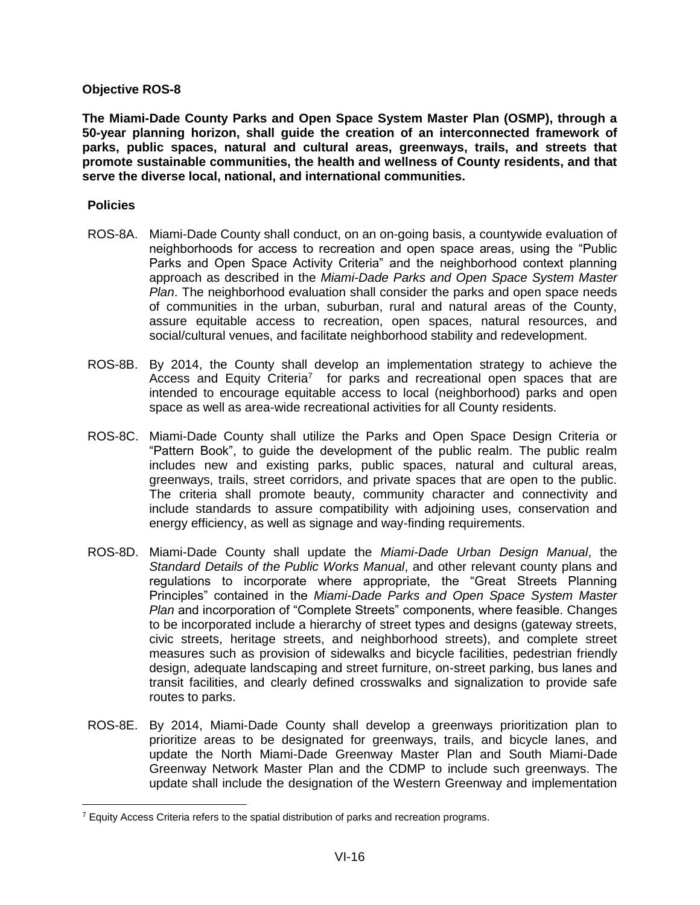**Objective ROS-8**

**The Miami-Dade County Parks and Open Space System Master Plan (OSMP), through a 50-year planning horizon, shall guide the creation of an interconnected framework of parks, public spaces, natural and cultural areas, greenways, trails, and streets that promote sustainable communities, the health and wellness of County residents, and that serve the diverse local, national, and international communities.**

**Policies**

ROS-8A. Miami-Dade County shall conduct, on an on-going basis, a countywide evaluation of neighborhoods for access to recreation and open space areas, using the "Public Parks and Open Space Activity Criteria" and the neighborhood context planning approach as described in the *Miami-Dade Parks and Open Space System Master Plan*. The neighborhood evaluation shall consider the parks and open space needs of communities in the urban, suburban, rural and natural areas of the County, assure equitable access to recreation, open spaces, natural resources, and social/cultural venues, and facilitate neighborhood stability and redevelopment.

ROS-8B. By 2014, the County shall develop an implementation strategy to achieve the Access and Equity Criteria[7] for parks and recreational open spaces that are intended to encourage equitable access to local (neighborhood) parks and open space as well as area-wide recreational activities for all County residents.

ROS-8C. Miami-Dade County shall utilize the Parks and Open Space Design Criteria or "Pattern Book", to guide the development of the public realm. The public realm includes new and existing parks, public spaces, natural and cultural areas, greenways, trails, street corridors, and private spaces that are open to the public. The criteria shall promote beauty, community character and connectivity and include standards to assure compatibility with adjoining uses, conservation and energy efficiency, as well as signage and way-finding requirements.

ROS-8D. Miami-Dade County shall update the *Miami-Dade Urban Design Manual*, the *Standard Details of the Public Works Manual*, and other relevant county plans and regulations to incorporate where appropriate, the "Great Streets Planning Principles" contained in the *Miami-Dade Parks and Open Space System Master Plan* and incorporation of "Complete Streets" components, where feasible. Changes to be incorporated include a hierarchy of street types and designs (gateway streets, civic streets, heritage streets, and neighborhood streets), and complete street measures such as provision of sidewalks and bicycle facilities, pedestrian friendly design, adequate landscaping and street furniture, on-street parking, bus lanes and transit facilities, and clearly defined crosswalks and signalization to provide safe routes to parks.

ROS-8E. By 2014, Miami-Dade County shall develop a greenways prioritization plan to prioritize areas to be designated for greenways, trails, and bicycle lanes, and update the North Miami-Dade Greenway Master Plan and South Miami-Dade Greenway Network Master Plan and the CDMP to include such greenways. The update shall include the designation of the Western Greenway and implementation

[7] Equity Access Criteria refers to the spatial distribution of parks and recreation programs.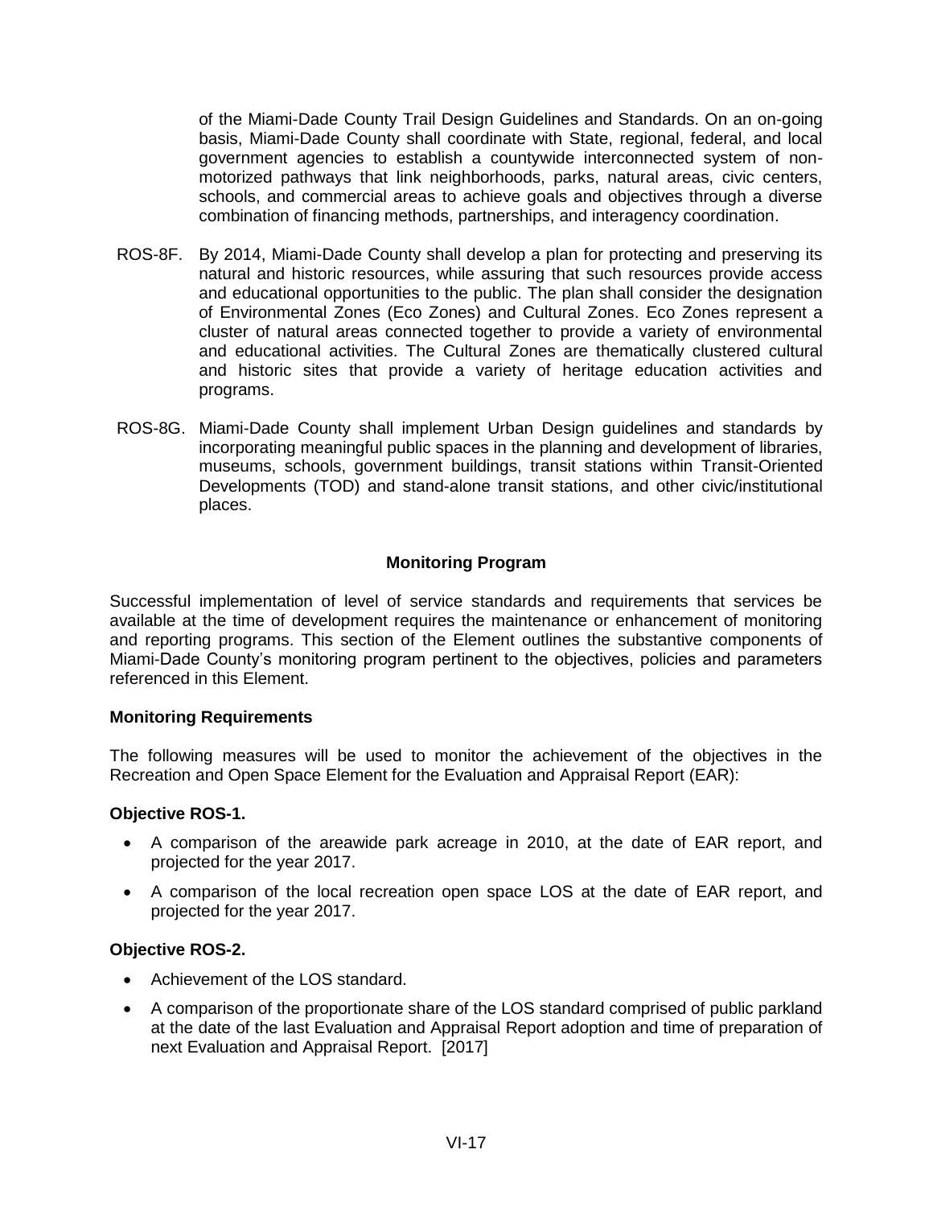of the Miami-Dade County Trail Design Guidelines and Standards. On an on-going basis, Miami-Dade County shall coordinate with State, regional, federal, and local government agencies to establish a countywide interconnected system of non-motorized pathways that link neighborhoods, parks, natural areas, civic centers, schools, and commercial areas to achieve goals and objectives through a diverse combination of financing methods, partnerships, and interagency coordination.

ROS-8F. By 2014, Miami-Dade County shall develop a plan for protecting and preserving its natural and historic resources, while assuring that such resources provide access and educational opportunities to the public. The plan shall consider the designation of Environmental Zones (Eco Zones) and Cultural Zones. Eco Zones represent a cluster of natural areas connected together to provide a variety of environmental and educational activities. The Cultural Zones are thematically clustered cultural and historic sites that provide a variety of heritage education activities and programs.

ROS-8G. Miami-Dade County shall implement Urban Design guidelines and standards by incorporating meaningful public spaces in the planning and development of libraries, museums, schools, government buildings, transit stations within Transit-Oriented Developments (TOD) and stand-alone transit stations, and other civic/institutional places.

## Monitoring Program

Successful implementation of level of service standards and requirements that services be available at the time of development requires the maintenance or enhancement of monitoring and reporting programs. This section of the Element outlines the substantive components of Miami-Dade County's monitoring program pertinent to the objectives, policies and parameters referenced in this Element.

### Monitoring Requirements

The following measures will be used to monitor the achievement of the objectives in the Recreation and Open Space Element for the Evaluation and Appraisal Report (EAR):

### Objective ROS-1.

- A comparison of the areawide park acreage in 2010, at the date of EAR report, and projected for the year 2017.
- A comparison of the local recreation open space LOS at the date of EAR report, and projected for the year 2017.

### Objective ROS-2.

- Achievement of the LOS standard.
- A comparison of the proportionate share of the LOS standard comprised of public parkland at the date of the last Evaluation and Appraisal Report adoption and time of preparation of next Evaluation and Appraisal Report. [2017]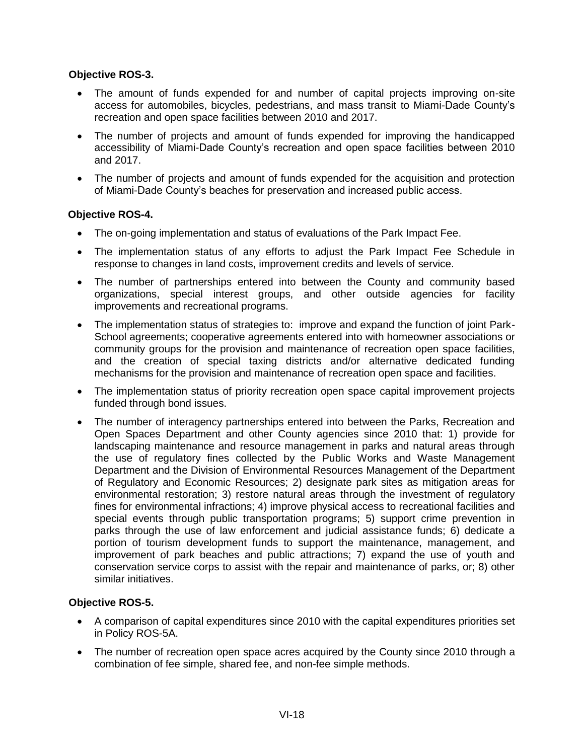**Objective ROS-3.**

- The amount of funds expended for and number of capital projects improving on-site access for automobiles, bicycles, pedestrians, and mass transit to Miami-Dade County's recreation and open space facilities between 2010 and 2017.
- The number of projects and amount of funds expended for improving the handicapped accessibility of Miami-Dade County's recreation and open space facilities between 2010 and 2017.
- The number of projects and amount of funds expended for the acquisition and protection of Miami-Dade County's beaches for preservation and increased public access.

**Objective ROS-4.**

- The on-going implementation and status of evaluations of the Park Impact Fee.
- The implementation status of any efforts to adjust the Park Impact Fee Schedule in response to changes in land costs, improvement credits and levels of service.
- The number of partnerships entered into between the County and community based organizations, special interest groups, and other outside agencies for facility improvements and recreational programs.
- The implementation status of strategies to: improve and expand the function of joint Park-School agreements; cooperative agreements entered into with homeowner associations or community groups for the provision and maintenance of recreation open space facilities, and the creation of special taxing districts and/or alternative dedicated funding mechanisms for the provision and maintenance of recreation open space and facilities.
- The implementation status of priority recreation open space capital improvement projects funded through bond issues.
- The number of interagency partnerships entered into between the Parks, Recreation and Open Spaces Department and other County agencies since 2010 that: 1) provide for landscaping maintenance and resource management in parks and natural areas through the use of regulatory fines collected by the Public Works and Waste Management Department and the Division of Environmental Resources Management of the Department of Regulatory and Economic Resources; 2) designate park sites as mitigation areas for environmental restoration; 3) restore natural areas through the investment of regulatory fines for environmental infractions; 4) improve physical access to recreational facilities and special events through public transportation programs; 5) support crime prevention in parks through the use of law enforcement and judicial assistance funds; 6) dedicate a portion of tourism development funds to support the maintenance, management, and improvement of park beaches and public attractions; 7) expand the use of youth and conservation service corps to assist with the repair and maintenance of parks, or; 8) other similar initiatives.

**Objective ROS-5.**

- A comparison of capital expenditures since 2010 with the capital expenditures priorities set in Policy ROS-5A.
- The number of recreation open space acres acquired by the County since 2010 through a combination of fee simple, shared fee, and non-fee simple methods.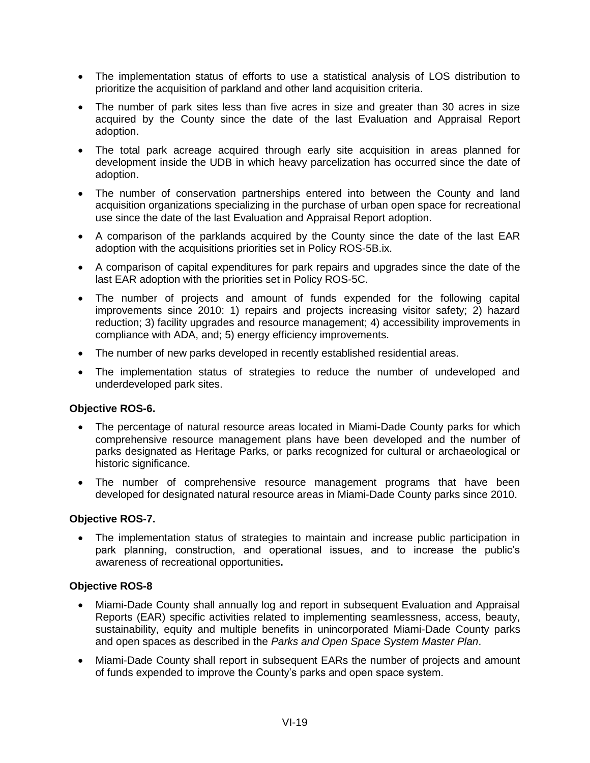- The implementation status of efforts to use a statistical analysis of LOS distribution to prioritize the acquisition of parkland and other land acquisition criteria.
- The number of park sites less than five acres in size and greater than 30 acres in size acquired by the County since the date of the last Evaluation and Appraisal Report adoption.
- The total park acreage acquired through early site acquisition in areas planned for development inside the UDB in which heavy parcelization has occurred since the date of adoption.
- The number of conservation partnerships entered into between the County and land acquisition organizations specializing in the purchase of urban open space for recreational use since the date of the last Evaluation and Appraisal Report adoption.
- A comparison of the parklands acquired by the County since the date of the last EAR adoption with the acquisitions priorities set in Policy ROS-5B.ix.
- A comparison of capital expenditures for park repairs and upgrades since the date of the last EAR adoption with the priorities set in Policy ROS-5C.
- The number of projects and amount of funds expended for the following capital improvements since 2010: 1) repairs and projects increasing visitor safety; 2) hazard reduction; 3) facility upgrades and resource management; 4) accessibility improvements in compliance with ADA, and; 5) energy efficiency improvements.
- The number of new parks developed in recently established residential areas.
- The implementation status of strategies to reduce the number of undeveloped and underdeveloped park sites.

**Objective ROS-6.**

- The percentage of natural resource areas located in Miami-Dade County parks for which comprehensive resource management plans have been developed and the number of parks designated as Heritage Parks, or parks recognized for cultural or archaeological or historic significance.
- The number of comprehensive resource management programs that have been developed for designated natural resource areas in Miami-Dade County parks since 2010.

**Objective ROS-7.**

- The implementation status of strategies to maintain and increase public participation in park planning, construction, and operational issues, and to increase the public's awareness of recreational opportunities**.**

**Objective ROS-8**

- Miami-Dade County shall annually log and report in subsequent Evaluation and Appraisal Reports (EAR) specific activities related to implementing seamlessness, access, beauty, sustainability, equity and multiple benefits in unincorporated Miami-Dade County parks and open spaces as described in the *Parks and Open Space System Master Plan*.
- Miami-Dade County shall report in subsequent EARs the number of projects and amount of funds expended to improve the County's parks and open space system.